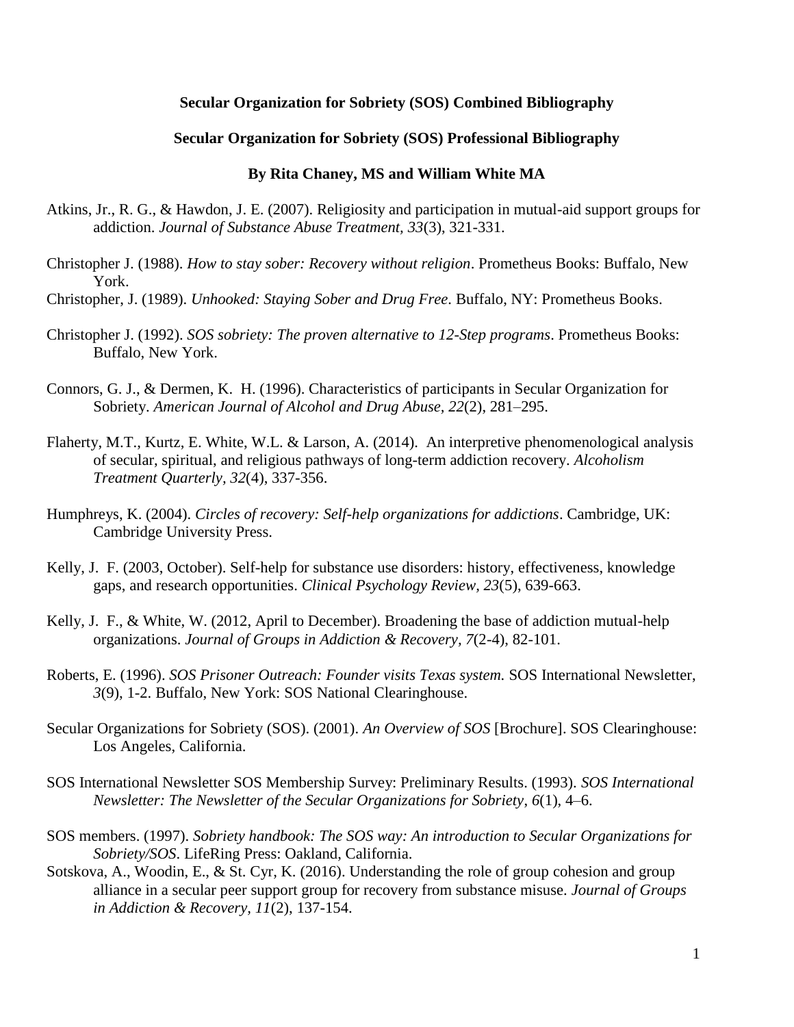**Secular Organization for Sobriety (SOS) Combined Bibliography**

**Secular Organization for Sobriety (SOS) Professional Bibliography**

**By Rita Chaney, MS and William White MA**

Atkins, Jr., R. G., & Hawdon, J. E. (2007). Religiosity and participation in mutual-aid support groups for addiction. *Journal of Substance Abuse Treatment, 33*(3), 321-331.

Christopher J. (1988). *How to stay sober: Recovery without religion*. Prometheus Books: Buffalo, New York.

Christopher, J. (1989). *Unhooked: Staying Sober and Drug Free*. Buffalo, NY: Prometheus Books.

Christopher J. (1992). *SOS sobriety: The proven alternative to 12-Step programs*. Prometheus Books: Buffalo, New York.

Connors, G. J., & Dermen, K. H. (1996). Characteristics of participants in Secular Organization for Sobriety. *American Journal of Alcohol and Drug Abuse, 22*(2), 281–295.

Flaherty, M.T., Kurtz, E. White, W.L. & Larson, A. (2014). An interpretive phenomenological analysis of secular, spiritual, and religious pathways of long-term addiction recovery. *Alcoholism Treatment Quarterly, 32*(4), 337-356.

Humphreys, K. (2004). *Circles of recovery: Self-help organizations for addictions*. Cambridge, UK: Cambridge University Press.

Kelly, J. F. (2003, October). Self-help for substance use disorders: history, effectiveness, knowledge gaps, and research opportunities. *Clinical Psychology Review, 23*(5), 639-663.

Kelly, J. F., & White, W. (2012, April to December). Broadening the base of addiction mutual-help organizations. *Journal of Groups in Addiction & Recovery, 7*(2-4), 82-101.

Roberts, E. (1996). *SOS Prisoner Outreach: Founder visits Texas system.* SOS International Newsletter, *3*(9), 1-2. Buffalo, New York: SOS National Clearinghouse.

Secular Organizations for Sobriety (SOS). (2001). *An Overview of SOS* [Brochure]. SOS Clearinghouse: Los Angeles, California.

SOS International Newsletter SOS Membership Survey: Preliminary Results. (1993). *SOS International Newsletter: The Newsletter of the Secular Organizations for Sobriety*, *6*(1), 4–6.

SOS members. (1997). *Sobriety handbook: The SOS way: An introduction to Secular Organizations for Sobriety/SOS*. LifeRing Press: Oakland, California.

Sotskova, A., Woodin, E., & St. Cyr, K. (2016). Understanding the role of group cohesion and group alliance in a secular peer support group for recovery from substance misuse. *Journal of Groups in Addiction & Recovery, 11*(2), 137-154.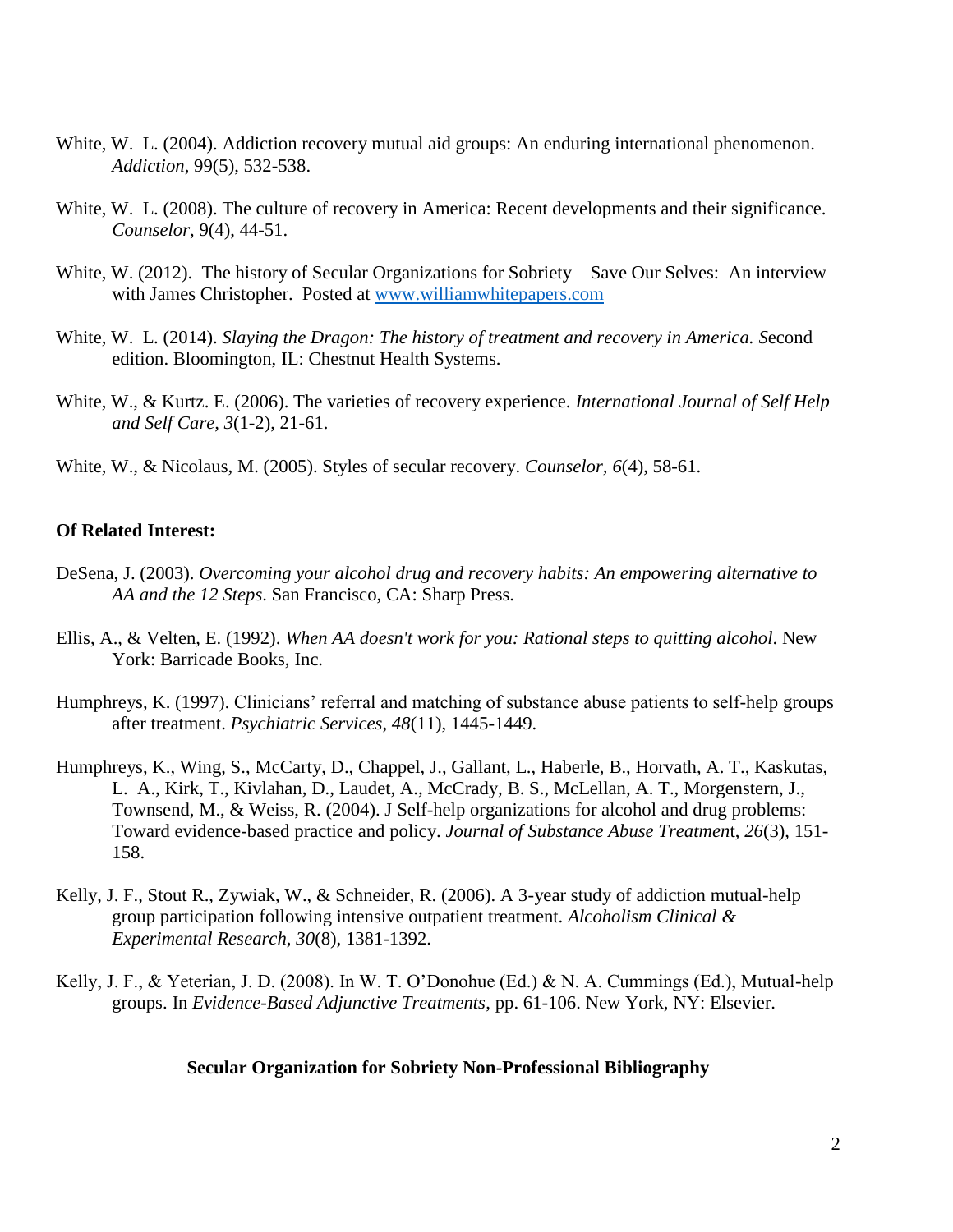White, W. L. (2004). Addiction recovery mutual aid groups: An enduring international phenomenon. *Addiction*, 99(5), 532-538.

White, W. L. (2008). The culture of recovery in America: Recent developments and their significance. *Counselor*, 9(4), 44-51.

White, W. (2012). The history of Secular Organizations for Sobriety—Save Our Selves: An interview with James Christopher. Posted at [www.williamwhitepapers.com](http://www.williamwhitepapers.com)

White, W. L. (2014). *Slaying the Dragon: The history of treatment and recovery in America. S*econd edition. Bloomington, IL: Chestnut Health Systems.

White, W., & Kurtz. E. (2006). The varieties of recovery experience. *International Journal of Self Help and Self Care*, *3*(1-2), 21-61.

White, W., & Nicolaus, M. (2005). Styles of secular recovery. *Counselor, 6*(4), 58-61.

**Of Related Interest:**

DeSena, J. (2003). *Overcoming your alcohol drug and recovery habits: An empowering alternative to AA and the 12 Steps*. San Francisco, CA: Sharp Press.

Ellis, A., & Velten, E. (1992). *When AA doesn't work for you: Rational steps to quitting alcohol*. New York: Barricade Books, Inc.

Humphreys, K. (1997). Clinicians' referral and matching of substance abuse patients to self-help groups after treatment. *Psychiatric Services*, *48*(11), 1445-1449.

Humphreys, K., Wing, S., McCarty, D., Chappel, J., Gallant, L., Haberle, B., Horvath, A. T., Kaskutas, L. A., Kirk, T., Kivlahan, D., Laudet, A., McCrady, B. S., McLellan, A. T., Morgenstern, J., Townsend, M., & Weiss, R. (2004). J Self-help organizations for alcohol and drug problems: Toward evidence-based practice and policy. *Journal of Substance Abuse Treatment*, *26*(3), 151-158.

Kelly, J. F., Stout R., Zywiak, W., & Schneider, R. (2006). A 3-year study of addiction mutual-help group participation following intensive outpatient treatment. *Alcoholism Clinical & Experimental Research, 30*(8), 1381-1392.

Kelly, J. F., & Yeterian, J. D. (2008). In W. T. O'Donohue (Ed.) & N. A. Cummings (Ed.), Mutual-help groups. In *Evidence-Based Adjunctive Treatments*, pp. 61-106. New York, NY: Elsevier.

**Secular Organization for Sobriety Non-Professional Bibliography**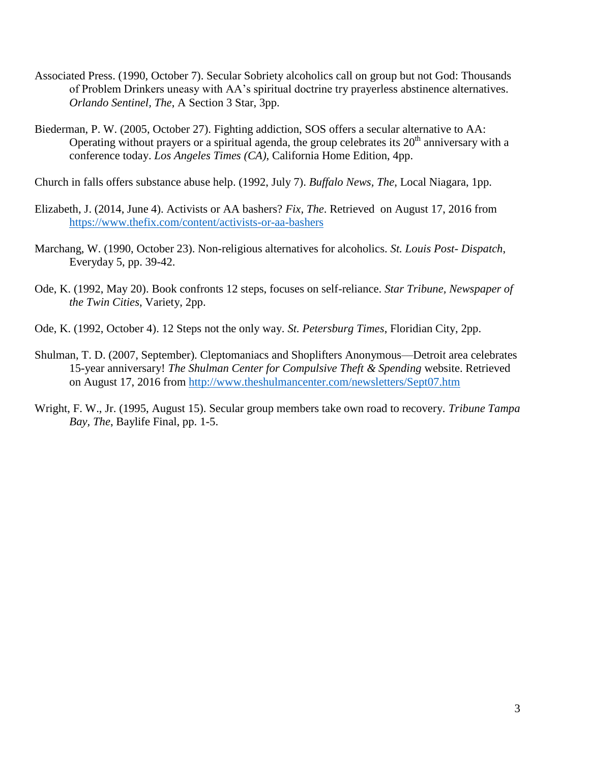Associated Press. (1990, October 7). Secular Sobriety alcoholics call on group but not God: Thousands of Problem Drinkers uneasy with AA's spiritual doctrine try prayerless abstinence alternatives. *Orlando Sentinel, The*, A Section 3 Star, 3pp.

Biederman, P. W. (2005, October 27). Fighting addiction, SOS offers a secular alternative to AA: Operating without prayers or a spiritual agenda, the group celebrates its 20th anniversary with a conference today. *Los Angeles Times (CA)*, California Home Edition, 4pp.

Church in falls offers substance abuse help. (1992, July 7). *Buffalo News, The*, Local Niagara, 1pp.

Elizabeth, J. (2014, June 4). Activists or AA bashers? *Fix, The*. Retrieved on August 17, 2016 from https://www.thefix.com/content/activists-or-aa-bashers

Marchang, W. (1990, October 23). Non-religious alternatives for alcoholics. *St. Louis Post- Dispatch*, Everyday 5, pp. 39-42.

Ode, K. (1992, May 20). Book confronts 12 steps, focuses on self-reliance. *Star Tribune, Newspaper of the Twin Cities*, Variety, 2pp.

Ode, K. (1992, October 4). 12 Steps not the only way. *St. Petersburg Times*, Floridian City, 2pp.

Shulman, T. D. (2007, September). Cleptomaniacs and Shoplifters Anonymous—Detroit area celebrates 15-year anniversary! *The Shulman Center for Compulsive Theft & Spending* website. Retrieved on August 17, 2016 from http://www.theshulmancenter.com/newsletters/Sept07.htm

Wright, F. W., Jr. (1995, August 15). Secular group members take own road to recovery. *Tribune Tampa Bay, The*, Baylife Final, pp. 1-5.